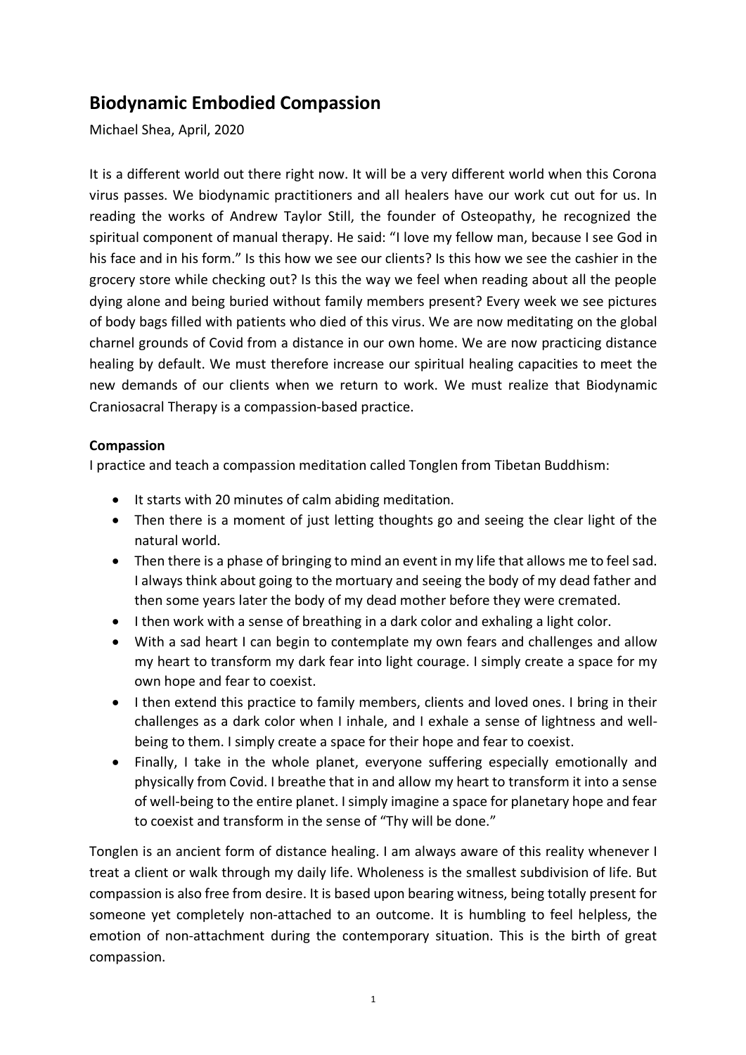# Biodynamic Embodied Compassion

Michael Shea, April, 2020

It is a different world out there right now. It will be a very different world when this Corona virus passes. We biodynamic practitioners and all healers have our work cut out for us. In reading the works of Andrew Taylor Still, the founder of Osteopathy, he recognized the spiritual component of manual therapy. He said: "I love my fellow man, because I see God in his face and in his form." Is this how we see our clients? Is this how we see the cashier in the grocery store while checking out? Is this the way we feel when reading about all the people dying alone and being buried without family members present? Every week we see pictures of body bags filled with patients who died of this virus. We are now meditating on the global charnel grounds of Covid from a distance in our own home. We are now practicing distance healing by default. We must therefore increase our spiritual healing capacities to meet the new demands of our clients when we return to work. We must realize that Biodynamic Craniosacral Therapy is a compassion-based practice.

**Compassion**

I practice and teach a compassion meditation called Tonglen from Tibetan Buddhism:

- It starts with 20 minutes of calm abiding meditation.
- Then there is a moment of just letting thoughts go and seeing the clear light of the natural world.
- Then there is a phase of bringing to mind an event in my life that allows me to feel sad. I always think about going to the mortuary and seeing the body of my dead father and then some years later the body of my dead mother before they were cremated.
- I then work with a sense of breathing in a dark color and exhaling a light color.
- With a sad heart I can begin to contemplate my own fears and challenges and allow my heart to transform my dark fear into light courage. I simply create a space for my own hope and fear to coexist.
- I then extend this practice to family members, clients and loved ones. I bring in their challenges as a dark color when I inhale, and I exhale a sense of lightness and well-being to them. I simply create a space for their hope and fear to coexist.
- Finally, I take in the whole planet, everyone suffering especially emotionally and physically from Covid. I breathe that in and allow my heart to transform it into a sense of well-being to the entire planet. I simply imagine a space for planetary hope and fear to coexist and transform in the sense of "Thy will be done."

Tonglen is an ancient form of distance healing. I am always aware of this reality whenever I treat a client or walk through my daily life. Wholeness is the smallest subdivision of life. But compassion is also free from desire. It is based upon bearing witness, being totally present for someone yet completely non-attached to an outcome. It is humbling to feel helpless, the emotion of non-attachment during the contemporary situation. This is the birth of great compassion.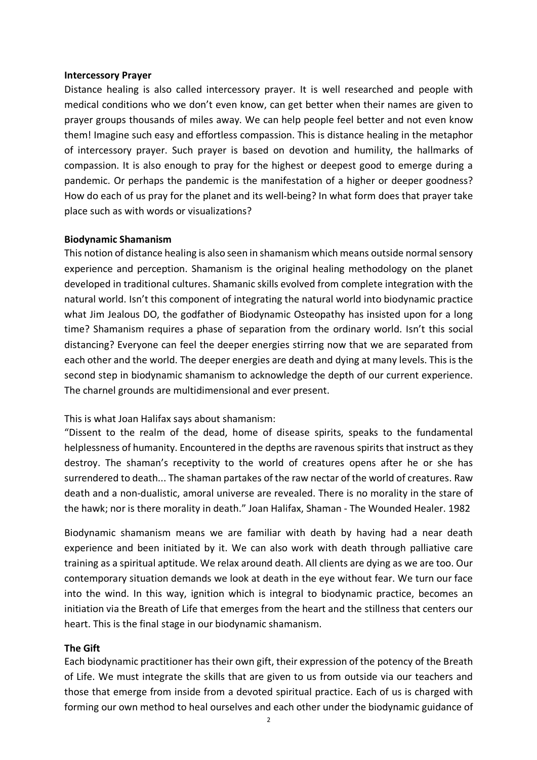**Intercessory Prayer**

Distance healing is also called intercessory prayer. It is well researched and people with medical conditions who we don't even know, can get better when their names are given to prayer groups thousands of miles away. We can help people feel better and not even know them! Imagine such easy and effortless compassion. This is distance healing in the metaphor of intercessory prayer. Such prayer is based on devotion and humility, the hallmarks of compassion. It is also enough to pray for the highest or deepest good to emerge during a pandemic. Or perhaps the pandemic is the manifestation of a higher or deeper goodness? How do each of us pray for the planet and its well-being? In what form does that prayer take place such as with words or visualizations?

**Biodynamic Shamanism**

This notion of distance healing is also seen in shamanism which means outside normal sensory experience and perception. Shamanism is the original healing methodology on the planet developed in traditional cultures. Shamanic skills evolved from complete integration with the natural world. Isn't this component of integrating the natural world into biodynamic practice what Jim Jealous DO, the godfather of Biodynamic Osteopathy has insisted upon for a long time? Shamanism requires a phase of separation from the ordinary world. Isn't this social distancing? Everyone can feel the deeper energies stirring now that we are separated from each other and the world. The deeper energies are death and dying at many levels. This is the second step in biodynamic shamanism to acknowledge the depth of our current experience. The charnel grounds are multidimensional and ever present.

This is what Joan Halifax says about shamanism:

"Dissent to the realm of the dead, home of disease spirits, speaks to the fundamental helplessness of humanity. Encountered in the depths are ravenous spirits that instruct as they destroy. The shaman's receptivity to the world of creatures opens after he or she has surrendered to death... The shaman partakes of the raw nectar of the world of creatures. Raw death and a non-dualistic, amoral universe are revealed. There is no morality in the stare of the hawk; nor is there morality in death." Joan Halifax, Shaman - The Wounded Healer. 1982

Biodynamic shamanism means we are familiar with death by having had a near death experience and been initiated by it. We can also work with death through palliative care training as a spiritual aptitude. We relax around death. All clients are dying as we are too. Our contemporary situation demands we look at death in the eye without fear. We turn our face into the wind. In this way, ignition which is integral to biodynamic practice, becomes an initiation via the Breath of Life that emerges from the heart and the stillness that centers our heart. This is the final stage in our biodynamic shamanism.

**The Gift**

Each biodynamic practitioner has their own gift, their expression of the potency of the Breath of Life. We must integrate the skills that are given to us from outside via our teachers and those that emerge from inside from a devoted spiritual practice. Each of us is charged with forming our own method to heal ourselves and each other under the biodynamic guidance of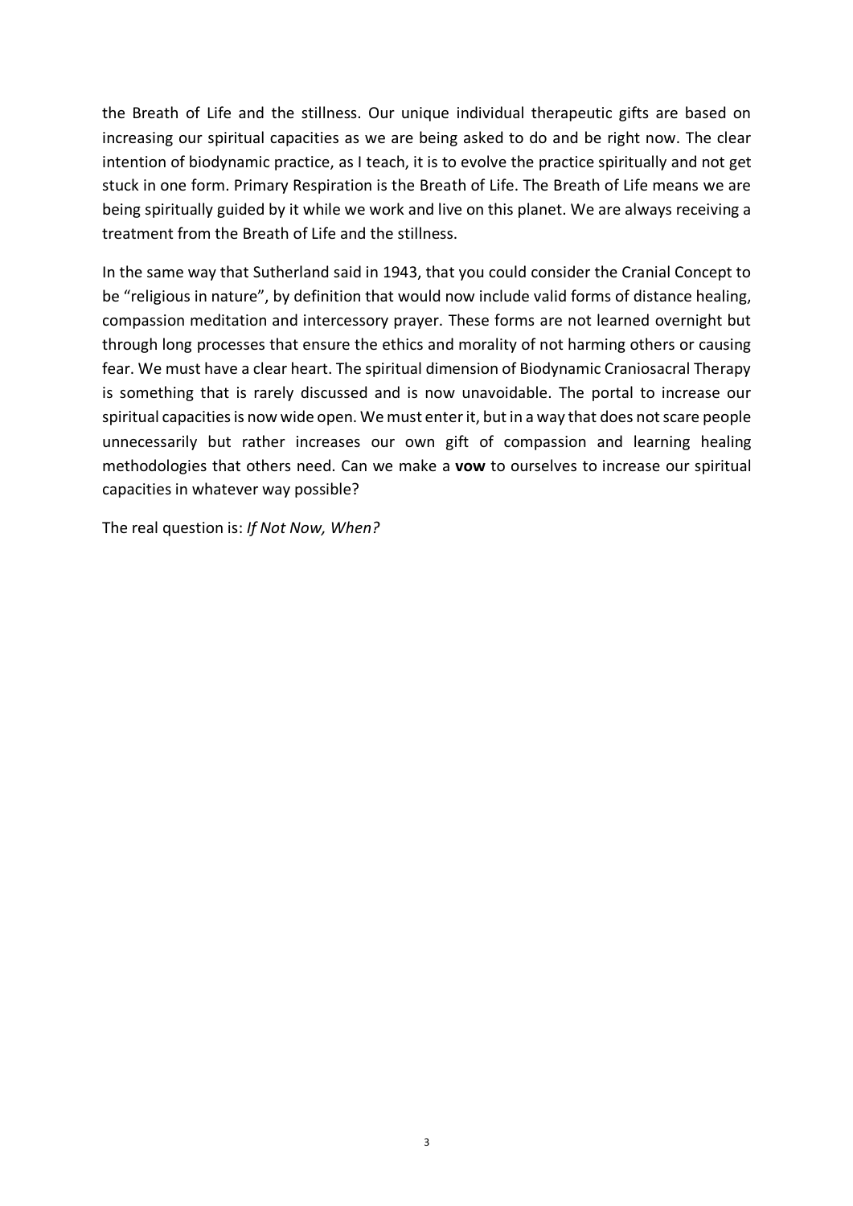the Breath of Life and the stillness. Our unique individual therapeutic gifts are based on increasing our spiritual capacities as we are being asked to do and be right now. The clear intention of biodynamic practice, as I teach, it is to evolve the practice spiritually and not get stuck in one form. Primary Respiration is the Breath of Life. The Breath of Life means we are being spiritually guided by it while we work and live on this planet. We are always receiving a treatment from the Breath of Life and the stillness.

In the same way that Sutherland said in 1943, that you could consider the Cranial Concept to be "religious in nature", by definition that would now include valid forms of distance healing, compassion meditation and intercessory prayer. These forms are not learned overnight but through long processes that ensure the ethics and morality of not harming others or causing fear. We must have a clear heart. The spiritual dimension of Biodynamic Craniosacral Therapy is something that is rarely discussed and is now unavoidable. The portal to increase our spiritual capacities is now wide open. We must enter it, but in a way that does not scare people unnecessarily but rather increases our own gift of compassion and learning healing methodologies that others need. Can we make a **vow** to ourselves to increase our spiritual capacities in whatever way possible?

The real question is: *If Not Now, When?*